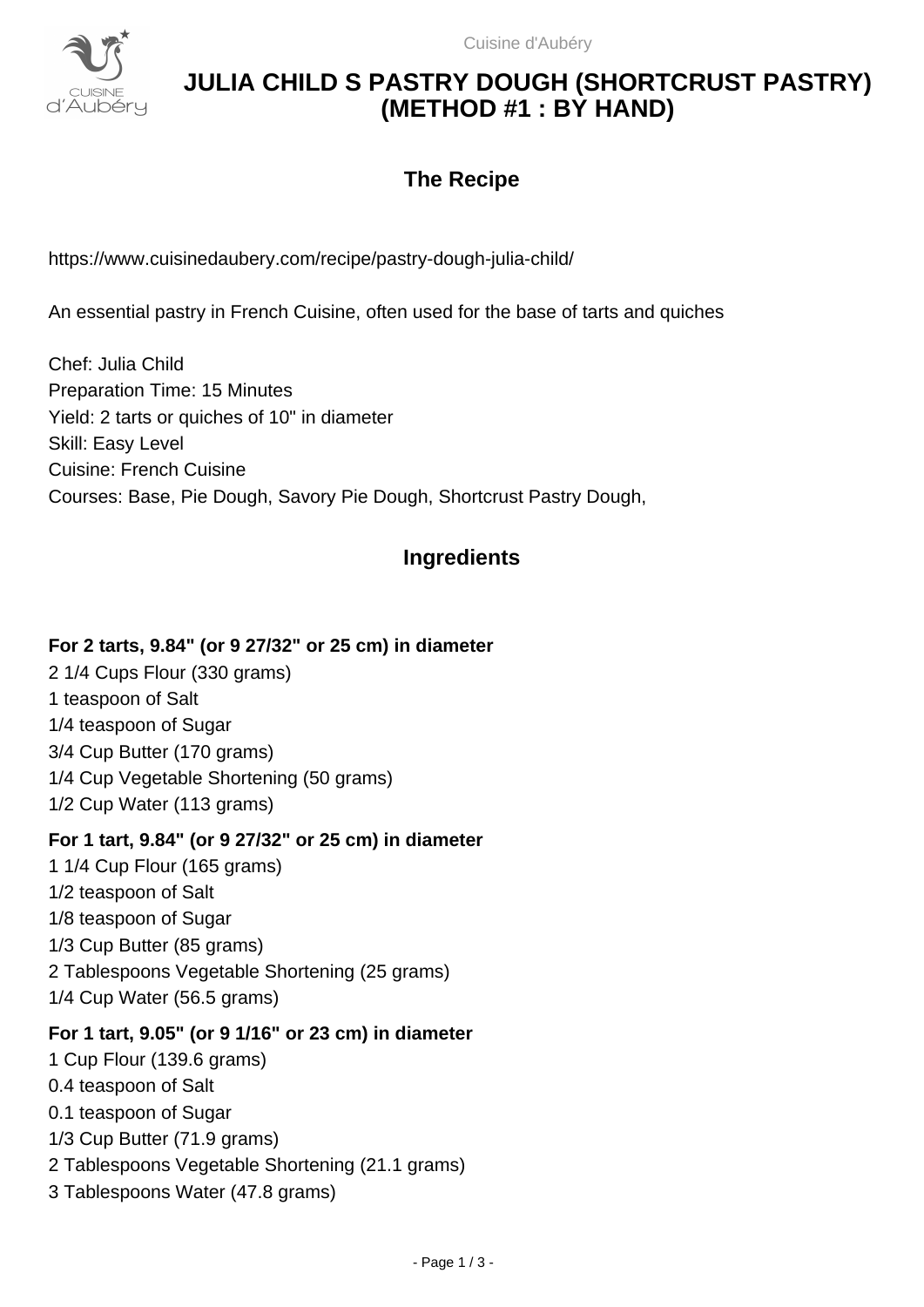# JULIA CHILD S PASTRY DOUGH (SHORTCRUST PASTRY) (METHOD #1 : BY HAND)

## The Recipe

https://www.cuisinedaubery.com/recipe/pastry-dough-julia-child/

An essential pastry in French Cuisine, often used for the base of tarts and quiches

Chef: Julia Child
Preparation Time: 15 Minutes
Yield: 2 tarts or quiches of 10" in diameter
Skill: Easy Level
Cuisine: French Cuisine
Courses: Base, Pie Dough, Savory Pie Dough, Shortcrust Pastry Dough,

## Ingredients

**For 2 tarts, 9.84" (or 9 27/32" or 25 cm) in diameter**

2 1/4 Cups Flour (330 grams)
1 teaspoon of Salt
1/4 teaspoon of Sugar
3/4 Cup Butter (170 grams)
1/4 Cup Vegetable Shortening (50 grams)
1/2 Cup Water (113 grams)

**For 1 tart, 9.84" (or 9 27/32" or 25 cm) in diameter**

1 1/4 Cup Flour (165 grams)
1/2 teaspoon of Salt
1/8 teaspoon of Sugar
1/3 Cup Butter (85 grams)
2 Tablespoons Vegetable Shortening (25 grams)
1/4 Cup Water (56.5 grams)

**For 1 tart, 9.05" (or 9 1/16" or 23 cm) in diameter**

1 Cup Flour (139.6 grams)
0.4 teaspoon of Salt
0.1 teaspoon of Sugar
1/3 Cup Butter (71.9 grams)
2 Tablespoons Vegetable Shortening (21.1 grams)
3 Tablespoons Water (47.8 grams)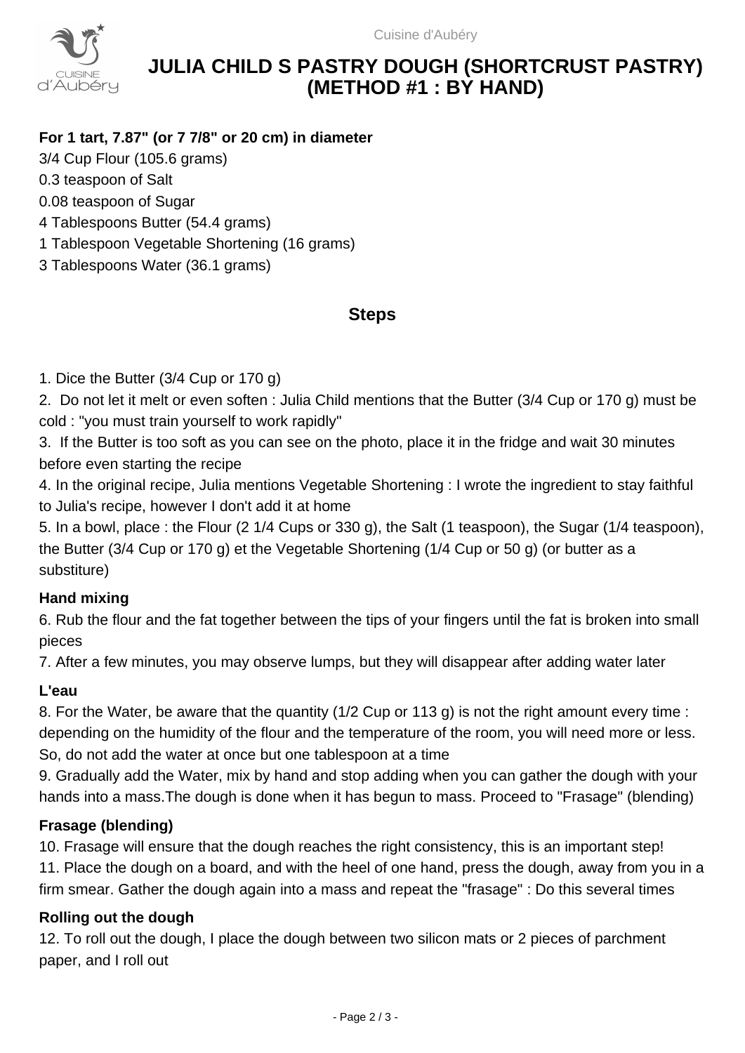# JULIA CHILD S PASTRY DOUGH (SHORTCRUST PASTRY) (METHOD #1 : BY HAND)

**For 1 tart, 7.87" (or 7 7/8" or 20 cm) in diameter**

3/4 Cup Flour (105.6 grams)
0.3 teaspoon of Salt
0.08 teaspoon of Sugar
4 Tablespoons Butter (54.4 grams)
1 Tablespoon Vegetable Shortening (16 grams)
3 Tablespoons Water (36.1 grams)

## Steps

1. Dice the Butter (3/4 Cup or 170 g)
2. Do not let it melt or even soften : Julia Child mentions that the Butter (3/4 Cup or 170 g) must be cold : "you must train yourself to work rapidly"
3. If the Butter is too soft as you can see on the photo, place it in the fridge and wait 30 minutes before even starting the recipe
4. In the original recipe, Julia mentions Vegetable Shortening : I wrote the ingredient to stay faithful to Julia's recipe, however I don't add it at home
5. In a bowl, place : the Flour (2 1/4 Cups or 330 g), the Salt (1 teaspoon), the Sugar (1/4 teaspoon), the Butter (3/4 Cup or 170 g) et the Vegetable Shortening (1/4 Cup or 50 g) (or butter as a substiture)

### Hand mixing

6. Rub the flour and the fat together between the tips of your fingers until the fat is broken into small pieces
7. After a few minutes, you may observe lumps, but they will disappear after adding water later

### L'eau

8. For the Water, be aware that the quantity (1/2 Cup or 113 g) is not the right amount every time : depending on the humidity of the flour and the temperature of the room, you will need more or less. So, do not add the water at once but one tablespoon at a time
9. Gradually add the Water, mix by hand and stop adding when you can gather the dough with your hands into a mass.The dough is done when it has begun to mass. Proceed to "Frasage" (blending)

### Frasage (blending)

10. Frasage will ensure that the dough reaches the right consistency, this is an important step!
11. Place the dough on a board, and with the heel of one hand, press the dough, away from you in a firm smear. Gather the dough again into a mass and repeat the "frasage" : Do this several times

### Rolling out the dough

12. To roll out the dough, I place the dough between two silicon mats or 2 pieces of parchment paper, and I roll out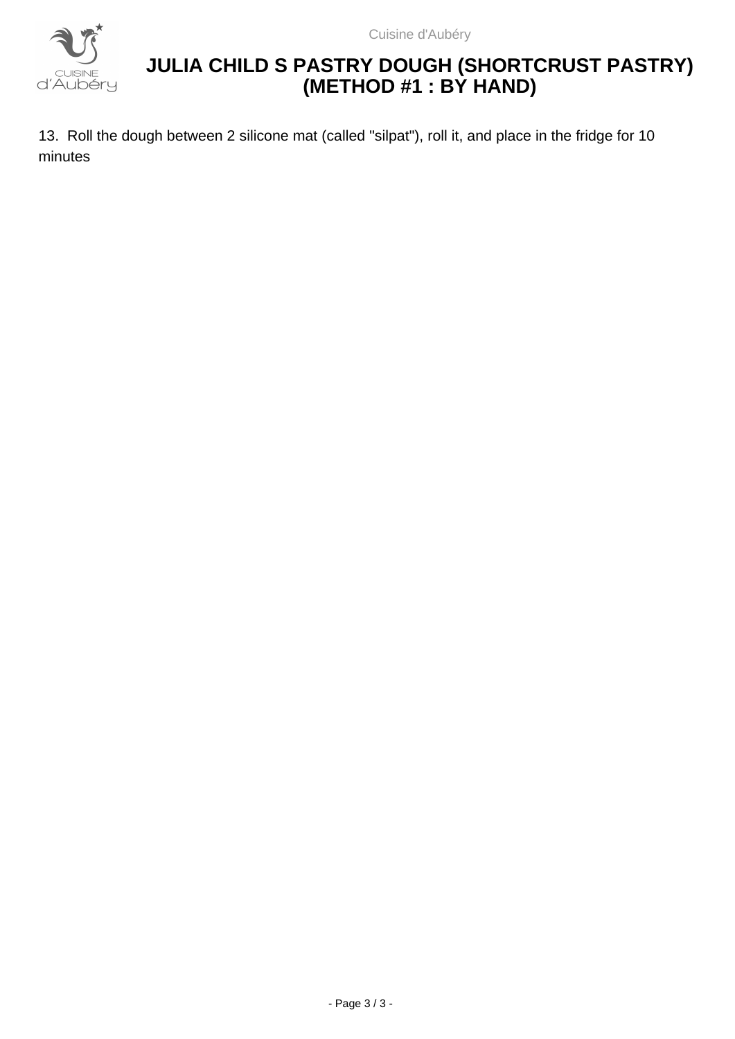# JULIA CHILD S PASTRY DOUGH (SHORTCRUST PASTRY) (METHOD #1 : BY HAND)

13. Roll the dough between 2 silicone mat (called "silpat"), roll it, and place in the fridge for 10 minutes